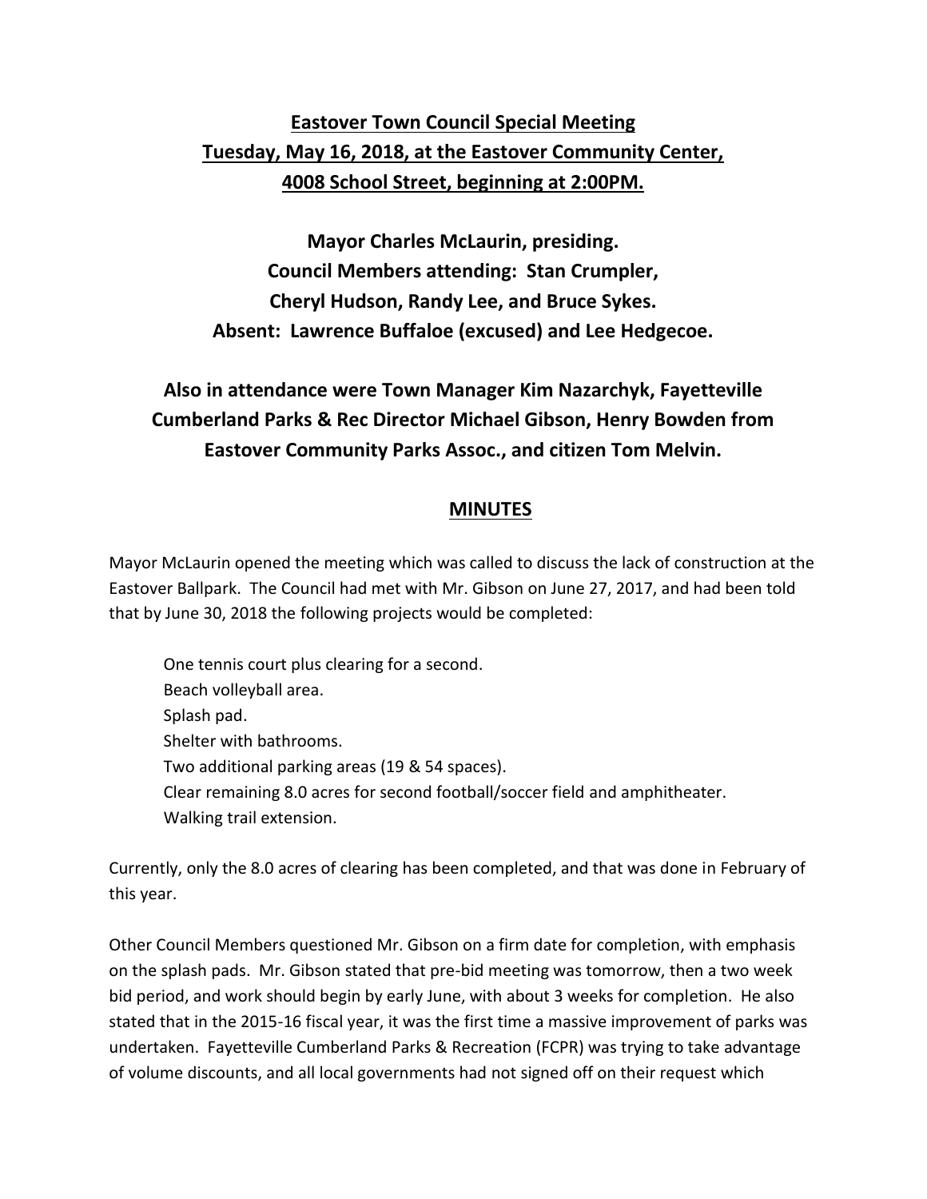**Eastover Town Council Special Meeting**
**Tuesday, May 16, 2018, at the Eastover Community Center,**
**4008 School Street, beginning at 2:00PM.**

**Mayor Charles McLaurin, presiding.**
**Council Members attending: Stan Crumpler,**
**Cheryl Hudson, Randy Lee, and Bruce Sykes.**
**Absent: Lawrence Buffaloe (excused) and Lee Hedgecoe.**

**Also in attendance were Town Manager Kim Nazarchyk, Fayetteville Cumberland Parks & Rec Director Michael Gibson, Henry Bowden from Eastover Community Parks Assoc., and citizen Tom Melvin.**

## MINUTES

Mayor McLaurin opened the meeting which was called to discuss the lack of construction at the Eastover Ballpark. The Council had met with Mr. Gibson on June 27, 2017, and had been told that by June 30, 2018 the following projects would be completed:

- One tennis court plus clearing for a second.
- Beach volleyball area.
- Splash pad.
- Shelter with bathrooms.
- Two additional parking areas (19 & 54 spaces).
- Clear remaining 8.0 acres for second football/soccer field and amphitheater.
- Walking trail extension.

Currently, only the 8.0 acres of clearing has been completed, and that was done in February of this year.

Other Council Members questioned Mr. Gibson on a firm date for completion, with emphasis on the splash pads. Mr. Gibson stated that pre-bid meeting was tomorrow, then a two week bid period, and work should begin by early June, with about 3 weeks for completion. He also stated that in the 2015-16 fiscal year, it was the first time a massive improvement of parks was undertaken. Fayetteville Cumberland Parks & Recreation (FCPR) was trying to take advantage of volume discounts, and all local governments had not signed off on their request which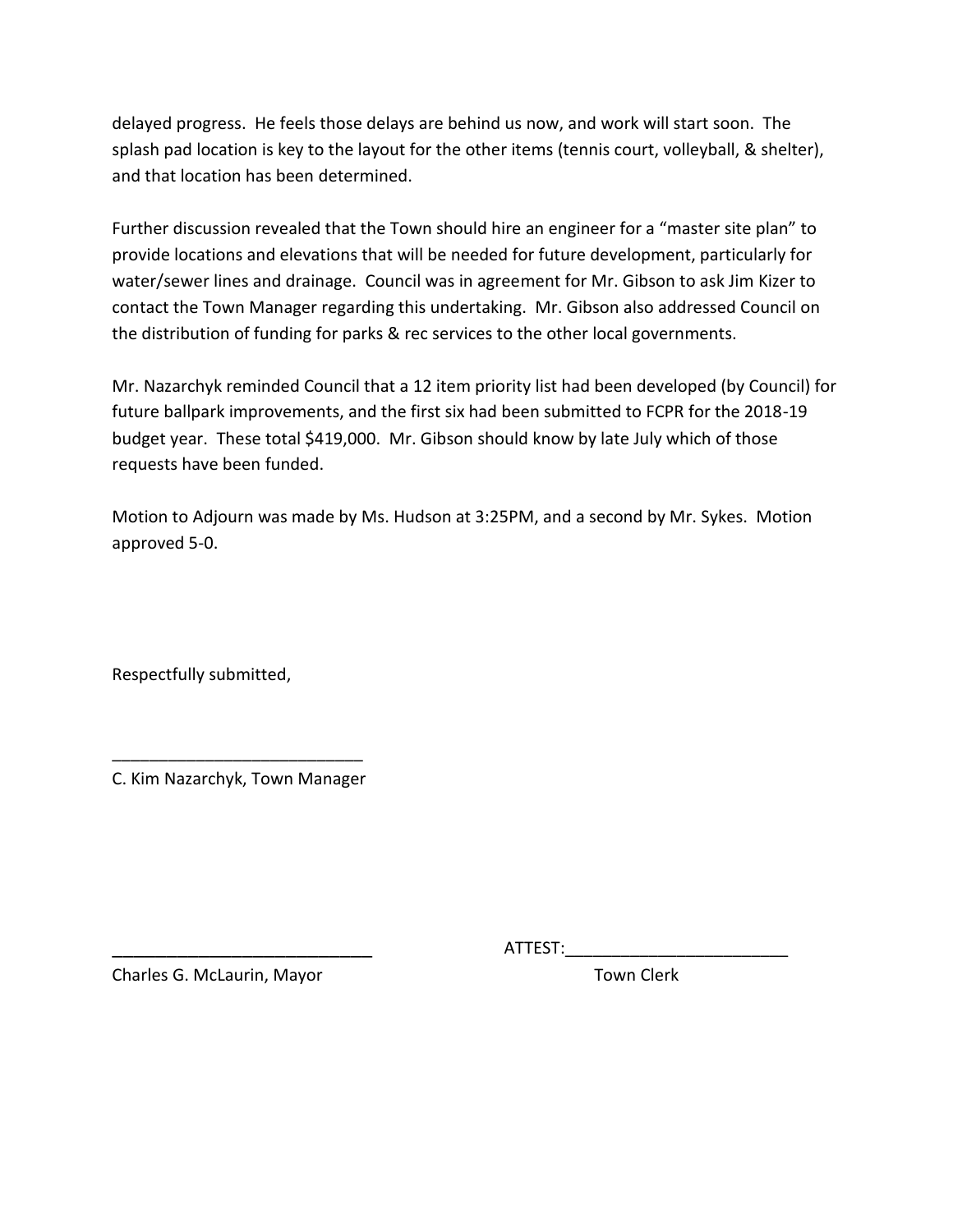delayed progress. He feels those delays are behind us now, and work will start soon. The splash pad location is key to the layout for the other items (tennis court, volleyball, & shelter), and that location has been determined.

Further discussion revealed that the Town should hire an engineer for a "master site plan" to provide locations and elevations that will be needed for future development, particularly for water/sewer lines and drainage. Council was in agreement for Mr. Gibson to ask Jim Kizer to contact the Town Manager regarding this undertaking. Mr. Gibson also addressed Council on the distribution of funding for parks & rec services to the other local governments.

Mr. Nazarchyk reminded Council that a 12 item priority list had been developed (by Council) for future ballpark improvements, and the first six had been submitted to FCPR for the 2018-19 budget year. These total $419,000. Mr. Gibson should know by late July which of those requests have been funded.

Motion to Adjourn was made by Ms. Hudson at 3:25PM, and a second by Mr. Sykes. Motion approved 5-0.

Respectfully submitted,

___________________________
C. Kim Nazarchyk, Town Manager

____________________________ ATTEST:________________________
Charles G. McLaurin, Mayor Town Clerk